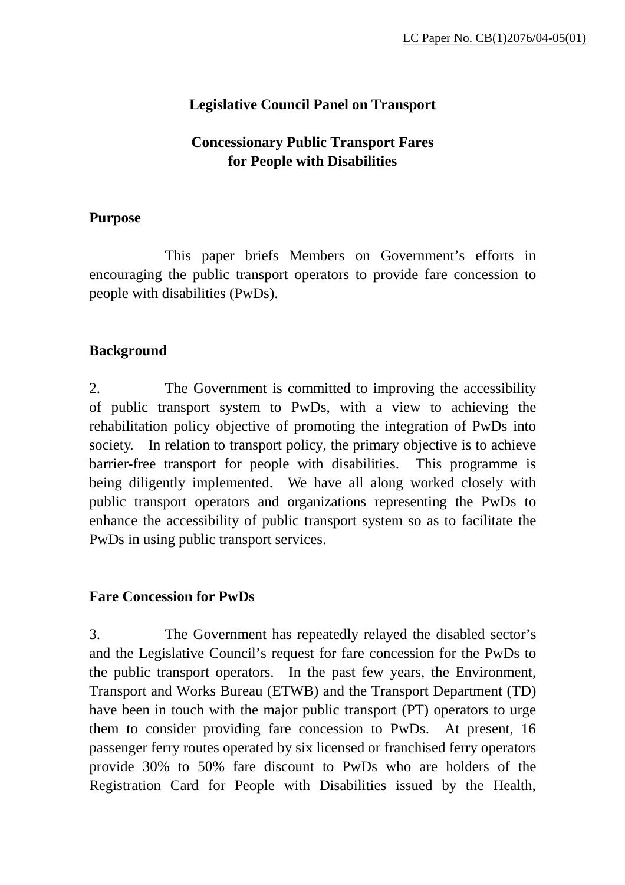LC Paper No. CB(1)2076/04-05(01)

**Legislative Council Panel on Transport**

**Concessionary Public Transport Fares for People with Disabilities**

## Purpose

This paper briefs Members on Government's efforts in encouraging the public transport operators to provide fare concession to people with disabilities (PwDs).

## Background

2. The Government is committed to improving the accessibility of public transport system to PwDs, with a view to achieving the rehabilitation policy objective of promoting the integration of PwDs into society. In relation to transport policy, the primary objective is to achieve barrier-free transport for people with disabilities. This programme is being diligently implemented. We have all along worked closely with public transport operators and organizations representing the PwDs to enhance the accessibility of public transport system so as to facilitate the PwDs in using public transport services.

## Fare Concession for PwDs

3. The Government has repeatedly relayed the disabled sector's and the Legislative Council's request for fare concession for the PwDs to the public transport operators. In the past few years, the Environment, Transport and Works Bureau (ETWB) and the Transport Department (TD) have been in touch with the major public transport (PT) operators to urge them to consider providing fare concession to PwDs. At present, 16 passenger ferry routes operated by six licensed or franchised ferry operators provide 30% to 50% fare discount to PwDs who are holders of the Registration Card for People with Disabilities issued by the Health,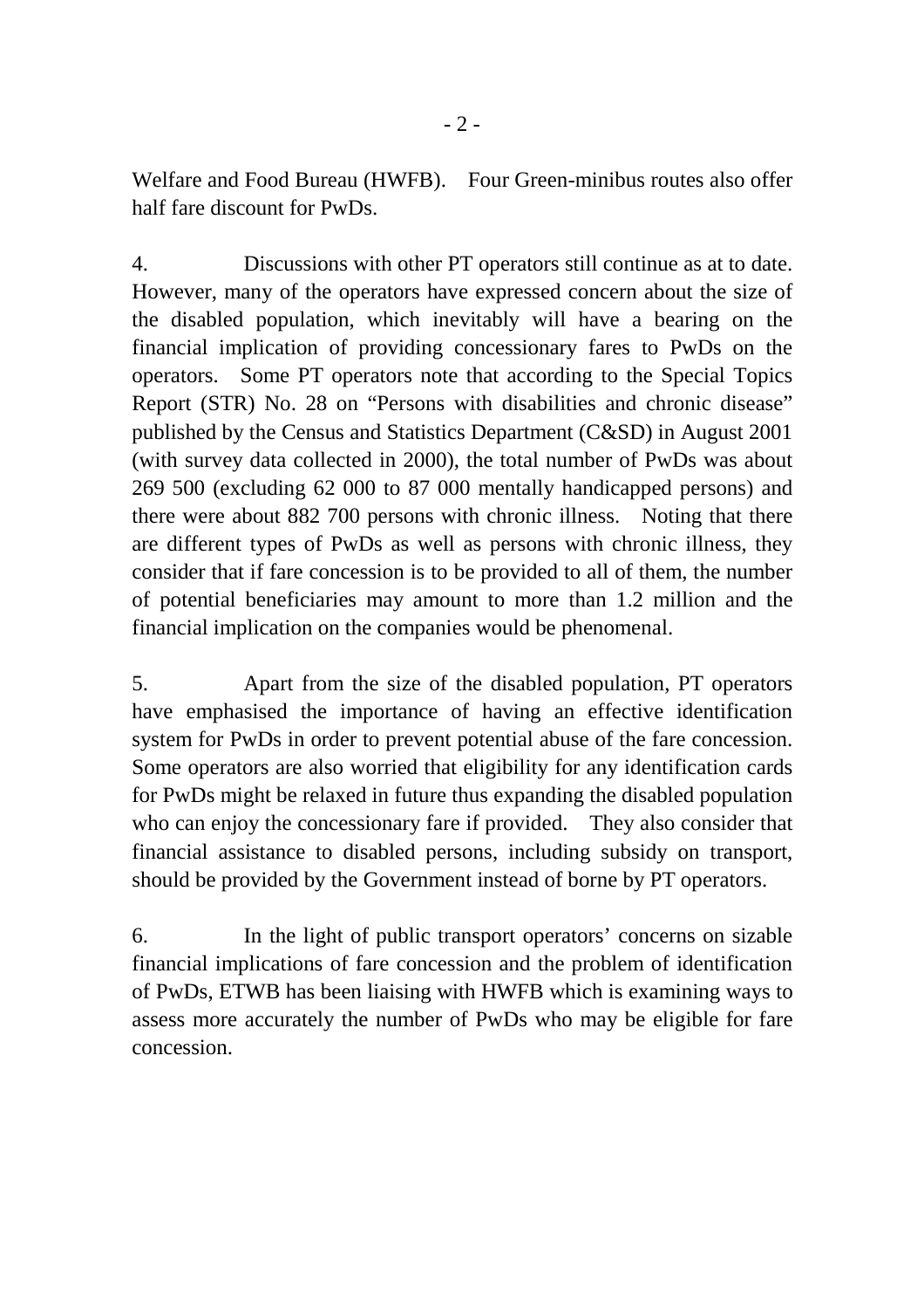Welfare and Food Bureau (HWFB). Four Green-minibus routes also offer half fare discount for PwDs.

4. Discussions with other PT operators still continue as at to date. However, many of the operators have expressed concern about the size of the disabled population, which inevitably will have a bearing on the financial implication of providing concessionary fares to PwDs on the operators. Some PT operators note that according to the Special Topics Report (STR) No. 28 on "Persons with disabilities and chronic disease" published by the Census and Statistics Department (C&SD) in August 2001 (with survey data collected in 2000), the total number of PwDs was about 269 500 (excluding 62 000 to 87 000 mentally handicapped persons) and there were about 882 700 persons with chronic illness. Noting that there are different types of PwDs as well as persons with chronic illness, they consider that if fare concession is to be provided to all of them, the number of potential beneficiaries may amount to more than 1.2 million and the financial implication on the companies would be phenomenal.

5. Apart from the size of the disabled population, PT operators have emphasised the importance of having an effective identification system for PwDs in order to prevent potential abuse of the fare concession. Some operators are also worried that eligibility for any identification cards for PwDs might be relaxed in future thus expanding the disabled population who can enjoy the concessionary fare if provided. They also consider that financial assistance to disabled persons, including subsidy on transport, should be provided by the Government instead of borne by PT operators.

6. In the light of public transport operators' concerns on sizable financial implications of fare concession and the problem of identification of PwDs, ETWB has been liaising with HWFB which is examining ways to assess more accurately the number of PwDs who may be eligible for fare concession.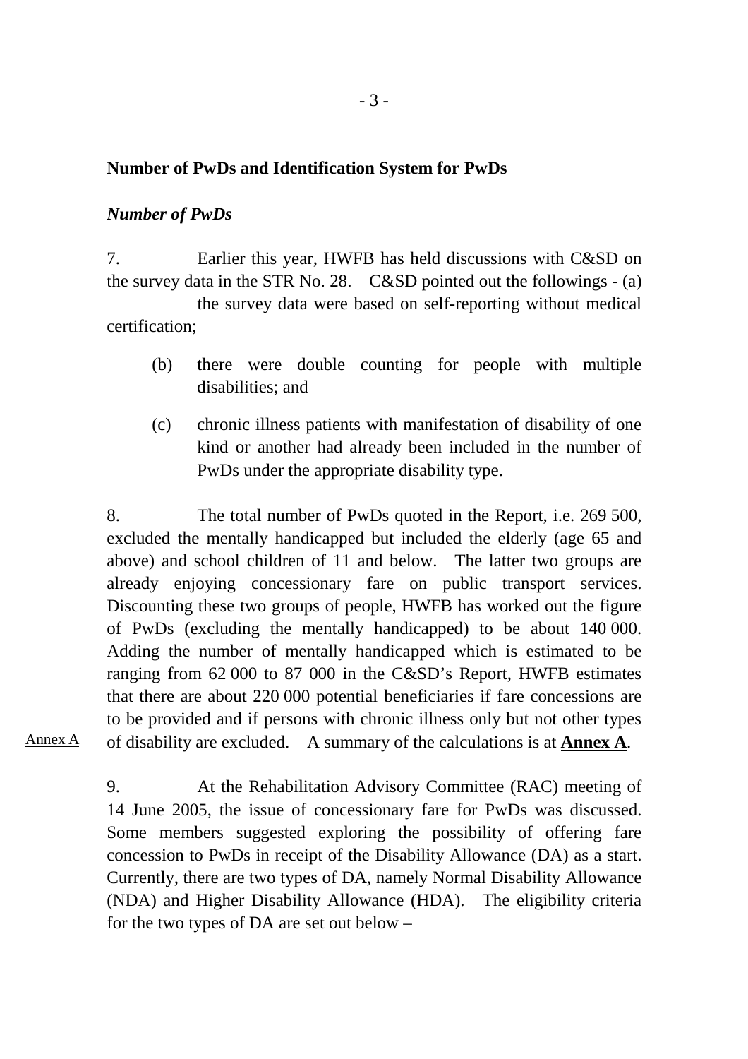**Number of PwDs and Identification System for PwDs**

***Number of PwDs***

7. Earlier this year, HWFB has held discussions with C&SD on the survey data in the STR No. 28. C&SD pointed out the followings -

(a) the survey data were based on self-reporting without medical certification;

(b) there were double counting for people with multiple disabilities; and

(c) chronic illness patients with manifestation of disability of one kind or another had already been included in the number of PwDs under the appropriate disability type.

8. The total number of PwDs quoted in the Report, i.e. 269 500, excluded the mentally handicapped but included the elderly (age 65 and above) and school children of 11 and below. The latter two groups are already enjoying concessionary fare on public transport services. Discounting these two groups of people, HWFB has worked out the figure of PwDs (excluding the mentally handicapped) to be about 140 000. Adding the number of mentally handicapped which is estimated to be ranging from 62 000 to 87 000 in the C&SD's Report, HWFB estimates that there are about 220 000 potential beneficiaries if fare concessions are to be provided and if persons with chronic illness only but not other types of disability are excluded. A summary of the calculations is at **Annex A**.

Annex A

9. At the Rehabilitation Advisory Committee (RAC) meeting of 14 June 2005, the issue of concessionary fare for PwDs was discussed. Some members suggested exploring the possibility of offering fare concession to PwDs in receipt of the Disability Allowance (DA) as a start. Currently, there are two types of DA, namely Normal Disability Allowance (NDA) and Higher Disability Allowance (HDA). The eligibility criteria for the two types of DA are set out below –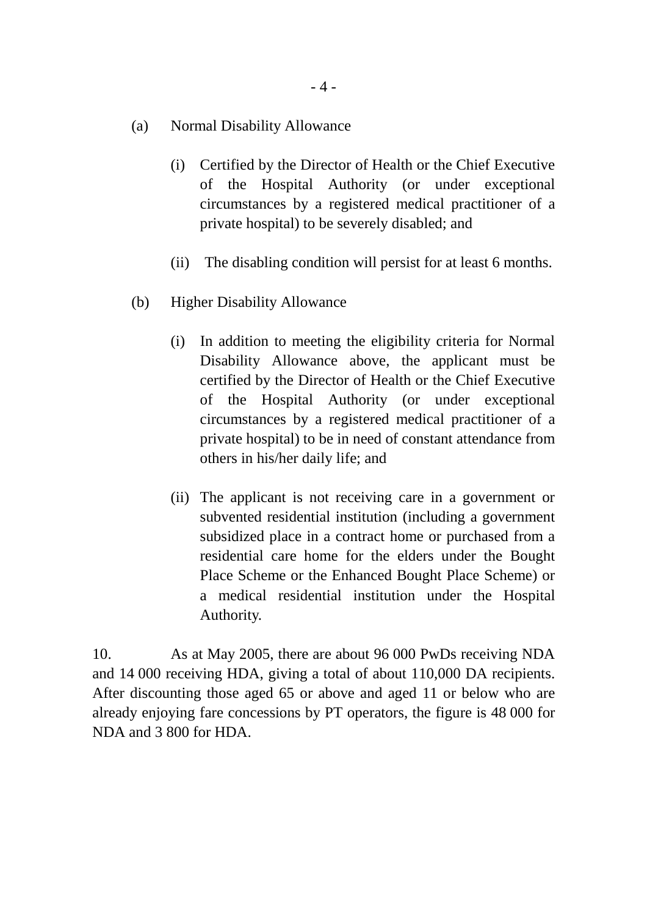(a) Normal Disability Allowance

   (i) Certified by the Director of Health or the Chief Executive of the Hospital Authority (or under exceptional circumstances by a registered medical practitioner of a private hospital) to be severely disabled; and

   (ii) The disabling condition will persist for at least 6 months.

(b) Higher Disability Allowance

   (i) In addition to meeting the eligibility criteria for Normal Disability Allowance above, the applicant must be certified by the Director of Health or the Chief Executive of the Hospital Authority (or under exceptional circumstances by a registered medical practitioner of a private hospital) to be in need of constant attendance from others in his/her daily life; and

   (ii) The applicant is not receiving care in a government or subvented residential institution (including a government subsidized place in a contract home or purchased from a residential care home for the elders under the Bought Place Scheme or the Enhanced Bought Place Scheme) or a medical residential institution under the Hospital Authority.

10. As at May 2005, there are about 96 000 PwDs receiving NDA and 14 000 receiving HDA, giving a total of about 110,000 DA recipients. After discounting those aged 65 or above and aged 11 or below who are already enjoying fare concessions by PT operators, the figure is 48 000 for NDA and 3 800 for HDA.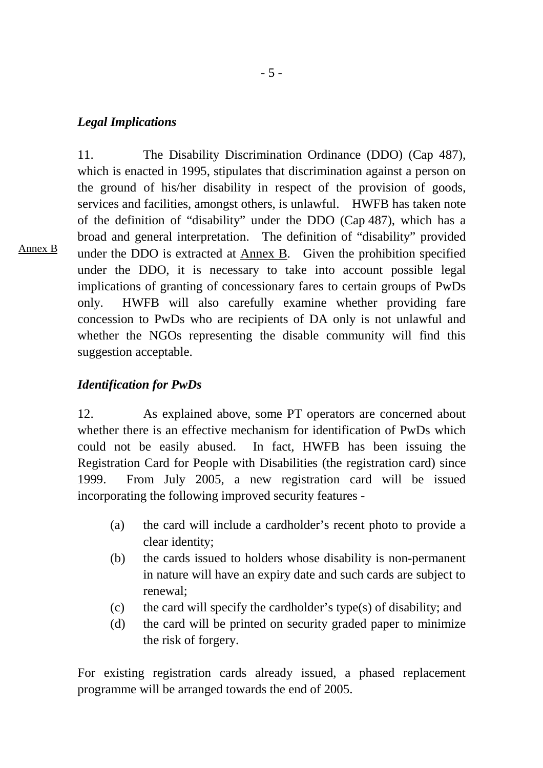*Legal Implications*

11. The Disability Discrimination Ordinance (DDO) (Cap 487), which is enacted in 1995, stipulates that discrimination against a person on the ground of his/her disability in respect of the provision of goods, services and facilities, amongst others, is unlawful. HWFB has taken note of the definition of "disability" under the DDO (Cap 487), which has a broad and general interpretation. The definition of "disability" provided under the DDO is extracted at Annex B. Given the prohibition specified under the DDO, it is necessary to take into account possible legal implications of granting of concessionary fares to certain groups of PwDs only. HWFB will also carefully examine whether providing fare concession to PwDs who are recipients of DA only is not unlawful and whether the NGOs representing the disable community will find this suggestion acceptable.

Annex B

*Identification for PwDs*

12. As explained above, some PT operators are concerned about whether there is an effective mechanism for identification of PwDs which could not be easily abused. In fact, HWFB has been issuing the Registration Card for People with Disabilities (the registration card) since 1999. From July 2005, a new registration card will be issued incorporating the following improved security features -

(a) the card will include a cardholder's recent photo to provide a clear identity;
(b) the cards issued to holders whose disability is non-permanent in nature will have an expiry date and such cards are subject to renewal;
(c) the card will specify the cardholder's type(s) of disability; and
(d) the card will be printed on security graded paper to minimize the risk of forgery.

For existing registration cards already issued, a phased replacement programme will be arranged towards the end of 2005.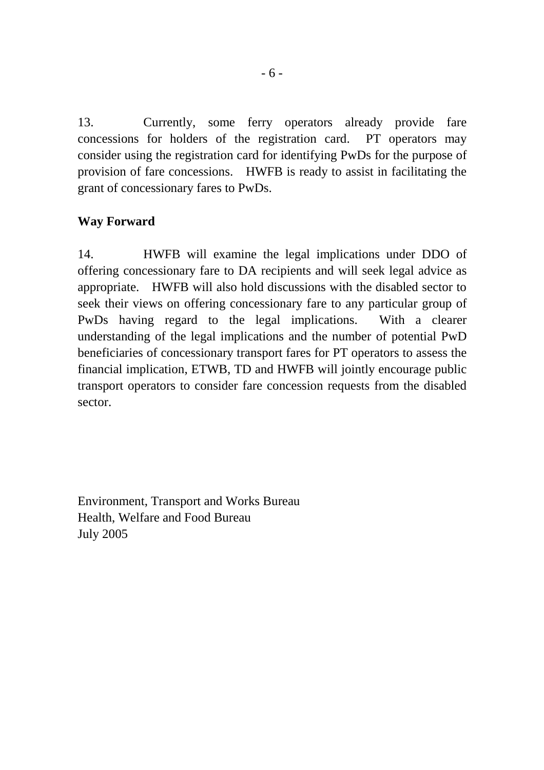13. Currently, some ferry operators already provide fare concessions for holders of the registration card. PT operators may consider using the registration card for identifying PwDs for the purpose of provision of fare concessions. HWFB is ready to assist in facilitating the grant of concessionary fares to PwDs.

**Way Forward**

14. HWFB will examine the legal implications under DDO of offering concessionary fare to DA recipients and will seek legal advice as appropriate. HWFB will also hold discussions with the disabled sector to seek their views on offering concessionary fare to any particular group of PwDs having regard to the legal implications. With a clearer understanding of the legal implications and the number of potential PwD beneficiaries of concessionary transport fares for PT operators to assess the financial implication, ETWB, TD and HWFB will jointly encourage public transport operators to consider fare concession requests from the disabled sector.

Environment, Transport and Works Bureau
Health, Welfare and Food Bureau
July 2005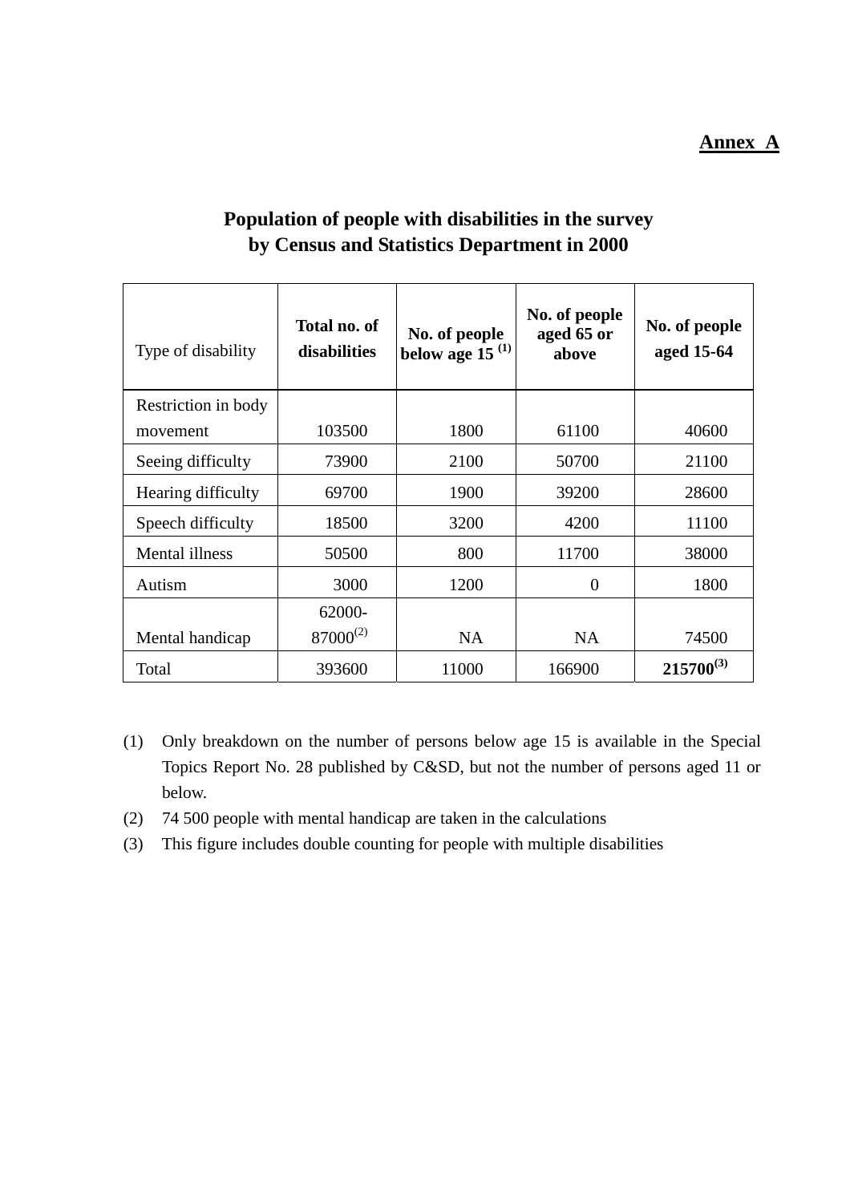**Annex A**

## Population of people with disabilities in the survey by Census and Statistics Department in 2000

| Type of disability | Total no. of disabilities | No. of people below age 15 [(1)] | No. of people aged 65 or above | No. of people aged 15-64 |
|---|---|---|---|---|
| Restriction in body movement | 103500 | 1800 | 61100 | 40600 |
| Seeing difficulty | 73900 | 2100 | 50700 | 21100 |
| Hearing difficulty | 69700 | 1900 | 39200 | 28600 |
| Speech difficulty | 18500 | 3200 | 4200 | 11100 |
| Mental illness | 50500 | 800 | 11700 | 38000 |
| Autism | 3000 | 1200 | 0 | 1800 |
| Mental handicap | 62000-87000[(2)] | NA | NA | 74500 |
| Total | 393600 | 11000 | 166900 | **215700[(3)]** |

(1) Only breakdown on the number of persons below age 15 is available in the Special Topics Report No. 28 published by C&SD, but not the number of persons aged 11 or below.

(2) 74 500 people with mental handicap are taken in the calculations

(3) This figure includes double counting for people with multiple disabilities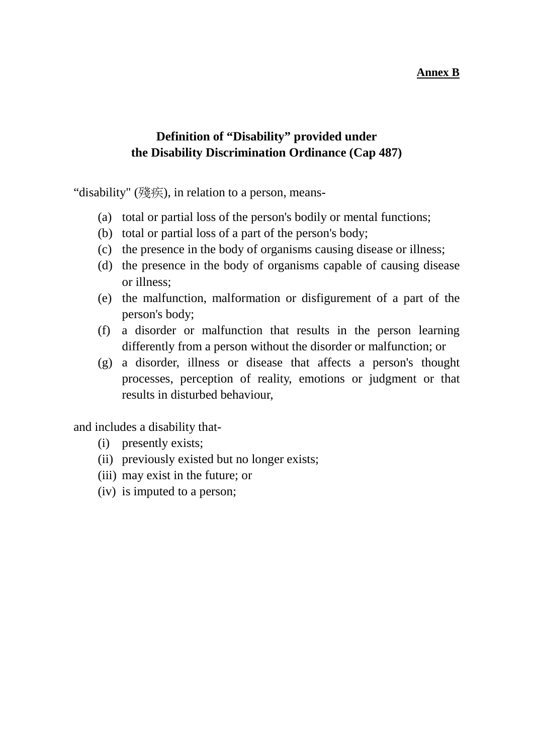**Annex B**

## Definition of "Disability" provided under the Disability Discrimination Ordinance (Cap 487)

"disability" (殘疾), in relation to a person, means-

(a) total or partial loss of the person's bodily or mental functions;
(b) total or partial loss of a part of the person's body;
(c) the presence in the body of organisms causing disease or illness;
(d) the presence in the body of organisms capable of causing disease or illness;
(e) the malfunction, malformation or disfigurement of a part of the person's body;
(f) a disorder or malfunction that results in the person learning differently from a person without the disorder or malfunction; or
(g) a disorder, illness or disease that affects a person's thought processes, perception of reality, emotions or judgment or that results in disturbed behaviour,

and includes a disability that-

(i) presently exists;
(ii) previously existed but no longer exists;
(iii) may exist in the future; or
(iv) is imputed to a person;